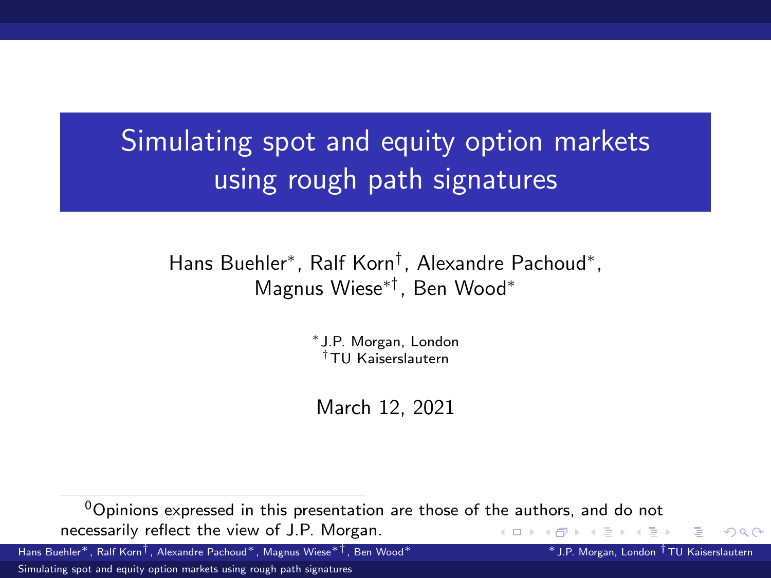# Simulating spot and equity option markets using rough path signatures

Hans Buehler*, Ralf Korn†, Alexandre Pachoud*, Magnus Wiese*†, Ben Wood*

*J.P. Morgan, London
†TU Kaiserslautern

March 12, 2021

[0] Opinions expressed in this presentation are those of the authors, and do not necessarily reflect the view of J.P. Morgan.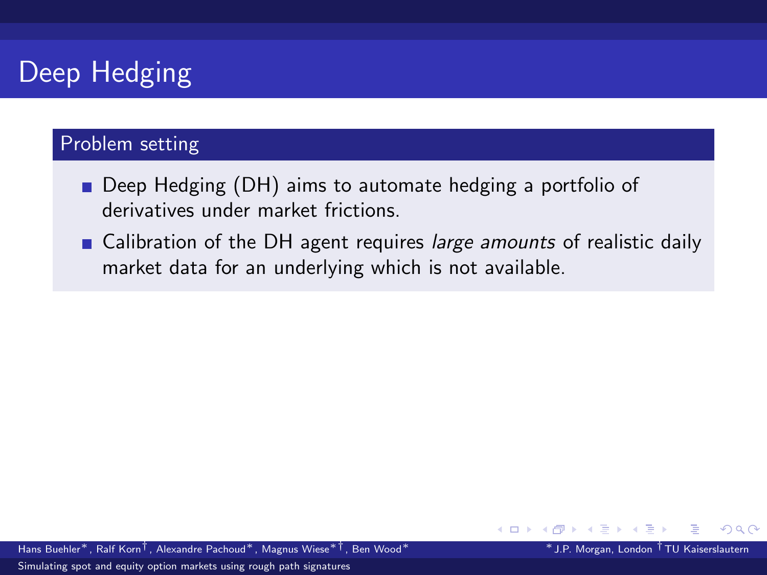# Deep Hedging

## Problem setting

- Deep Hedging (DH) aims to automate hedging a portfolio of derivatives under market frictions.
- Calibration of the DH agent requires *large amounts* of realistic daily market data for an underlying which is not available.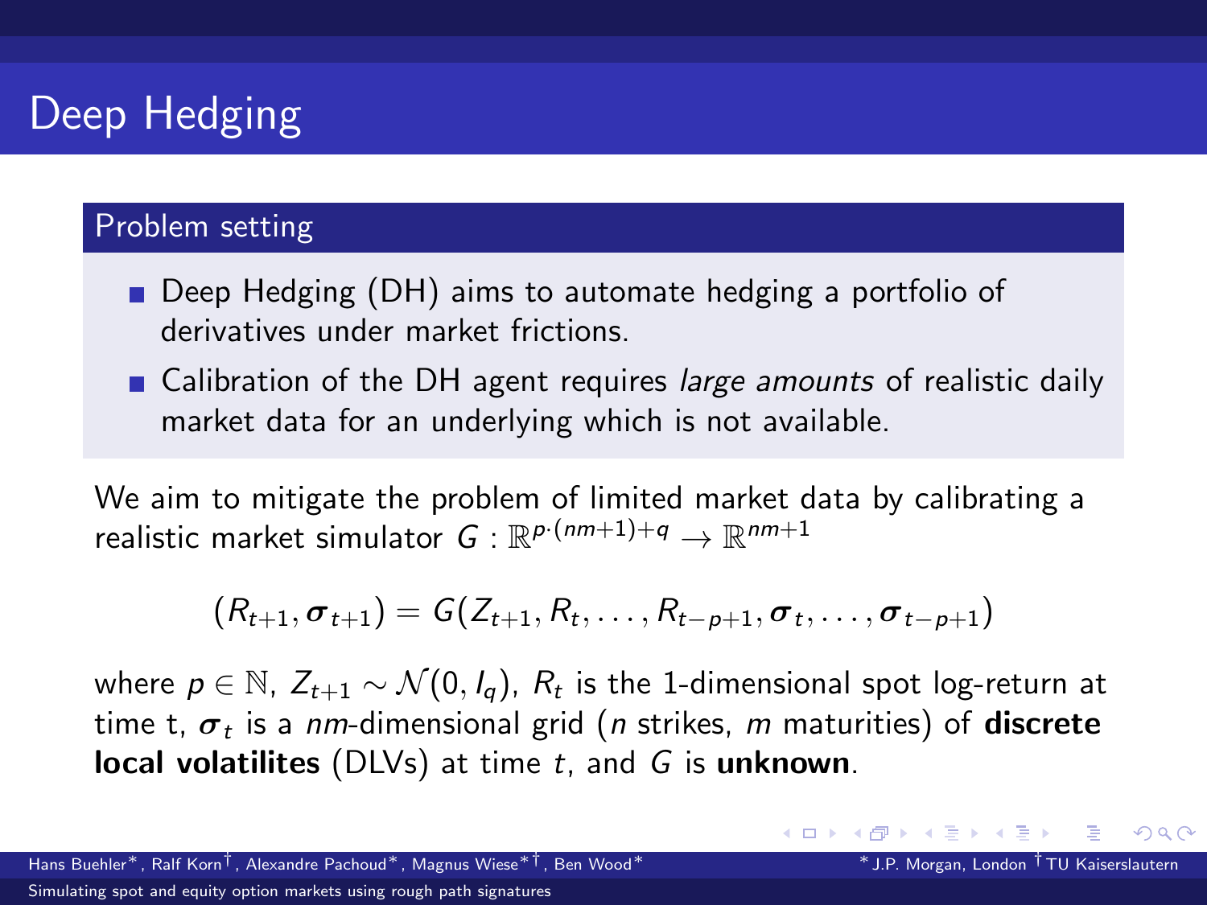# Deep Hedging

## Problem setting

- Deep Hedging (DH) aims to automate hedging a portfolio of derivatives under market frictions.
- Calibration of the DH agent requires *large amounts* of realistic daily market data for an underlying which is not available.

We aim to mitigate the problem of limited market data by calibrating a realistic market simulator $G : \mathbb{R}^{p\cdot(nm+1)+q} \to \mathbb{R}^{nm+1}$

$$(R_{t+1}, \boldsymbol{\sigma}_{t+1}) = G(Z_{t+1}, R_t, \dots, R_{t-p+1}, \boldsymbol{\sigma}_t, \dots, \boldsymbol{\sigma}_{t-p+1})$$

where $p \in \mathbb{N}$, $Z_{t+1} \sim \mathcal{N}(0, I_q)$, $R_t$ is the 1-dimensional spot log-return at time t, $\boldsymbol{\sigma}_t$ is a $nm$-dimensional grid ($n$ strikes, $m$ maturities) of **discrete local volatilites** (DLVs) at time $t$, and $G$ is **unknown**.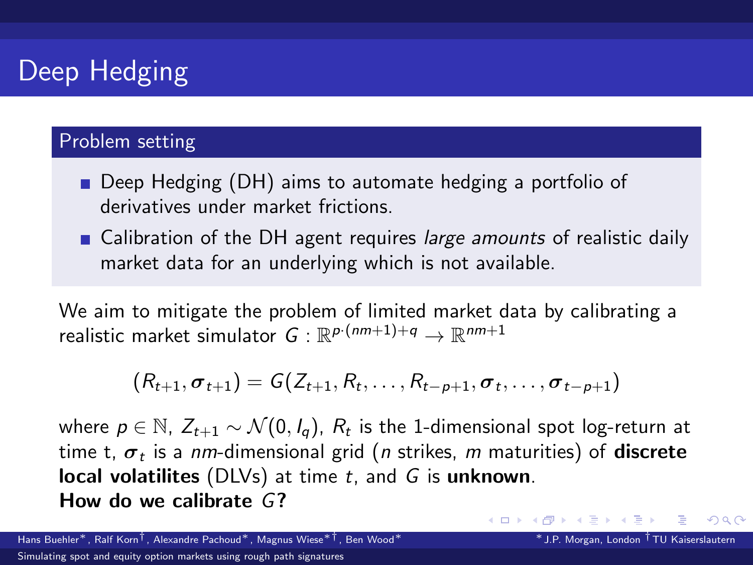# Deep Hedging

## Problem setting

- Deep Hedging (DH) aims to automate hedging a portfolio of derivatives under market frictions.
- Calibration of the DH agent requires *large amounts* of realistic daily market data for an underlying which is not available.

We aim to mitigate the problem of limited market data by calibrating a realistic market simulator $G : \mathbb{R}^{p\cdot(nm+1)+q} \to \mathbb{R}^{nm+1}$

$$(R_{t+1}, \boldsymbol{\sigma}_{t+1}) = G(Z_{t+1}, R_t, \ldots, R_{t-p+1}, \boldsymbol{\sigma}_t, \ldots, \boldsymbol{\sigma}_{t-p+1})$$

where $p \in \mathbb{N}$, $Z_{t+1} \sim \mathcal{N}(0, I_q)$, $R_t$ is the 1-dimensional spot log-return at time t, $\boldsymbol{\sigma}_t$ is a $nm$-dimensional grid ($n$ strikes, $m$ maturities) of **discrete local volatilites** (DLVs) at time $t$, and $G$ is **unknown**.

**How do we calibrate $G$?**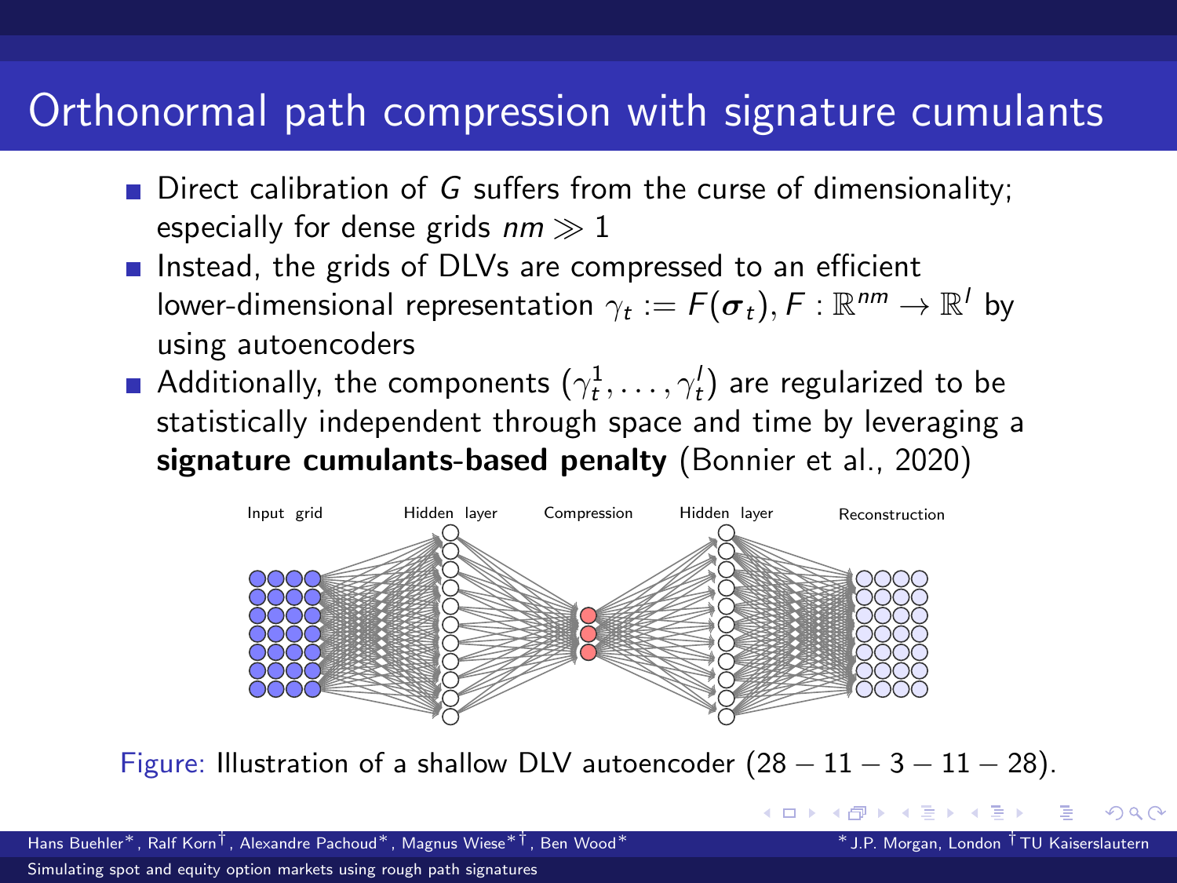# Orthonormal path compression with signature cumulants

- Direct calibration of $G$ suffers from the curse of dimensionality; especially for dense grids $nm \gg 1$
- Instead, the grids of DLVs are compressed to an efficient lower-dimensional representation $\gamma_t := F(\boldsymbol{\sigma}_t), F : \mathbb{R}^{nm} \to \mathbb{R}^l$ by using autoencoders
- Additionally, the components $(\gamma_t^1, \ldots, \gamma_t^l)$ are regularized to be statistically independent through space and time by leveraging a **signature cumulants-based penalty** (Bonnier et al., 2020)

Figure: Illustration of a shallow DLV autoencoder $(28 - 11 - 3 - 11 - 28)$.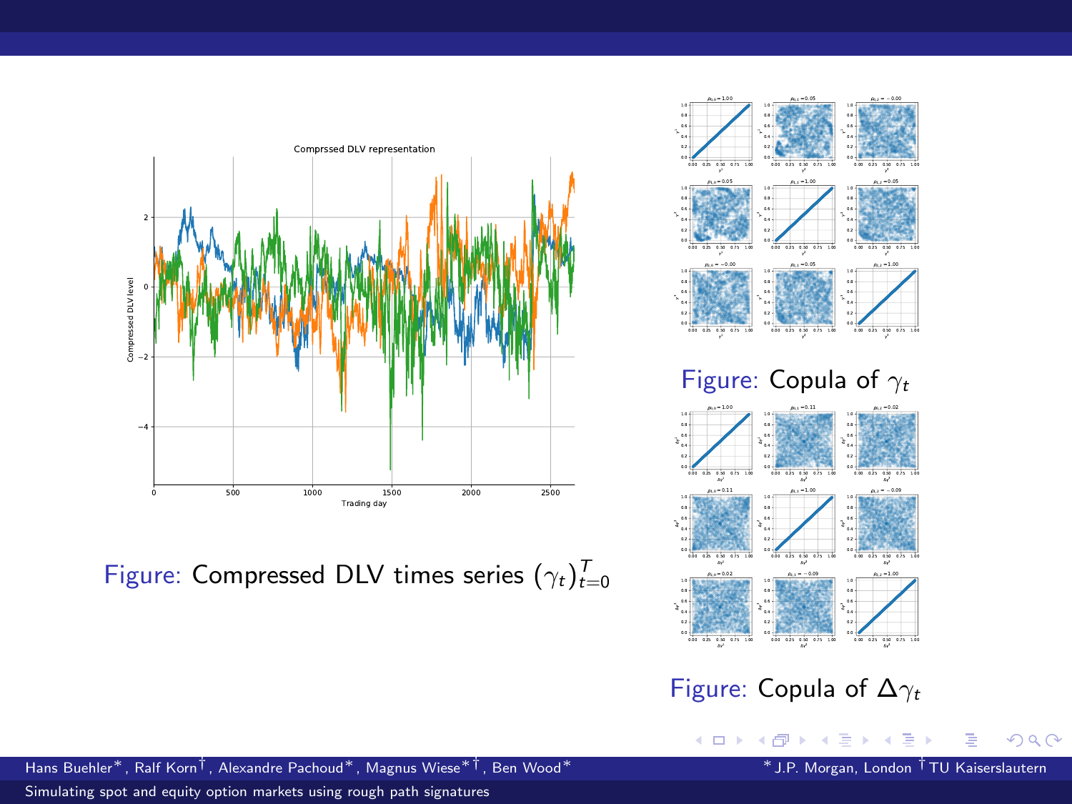Figure: Compressed DLV times series $(\gamma_t)_{t=0}^{T}$

Figure: Copula of $\gamma_t$

Figure: Copula of $\Delta\gamma_t$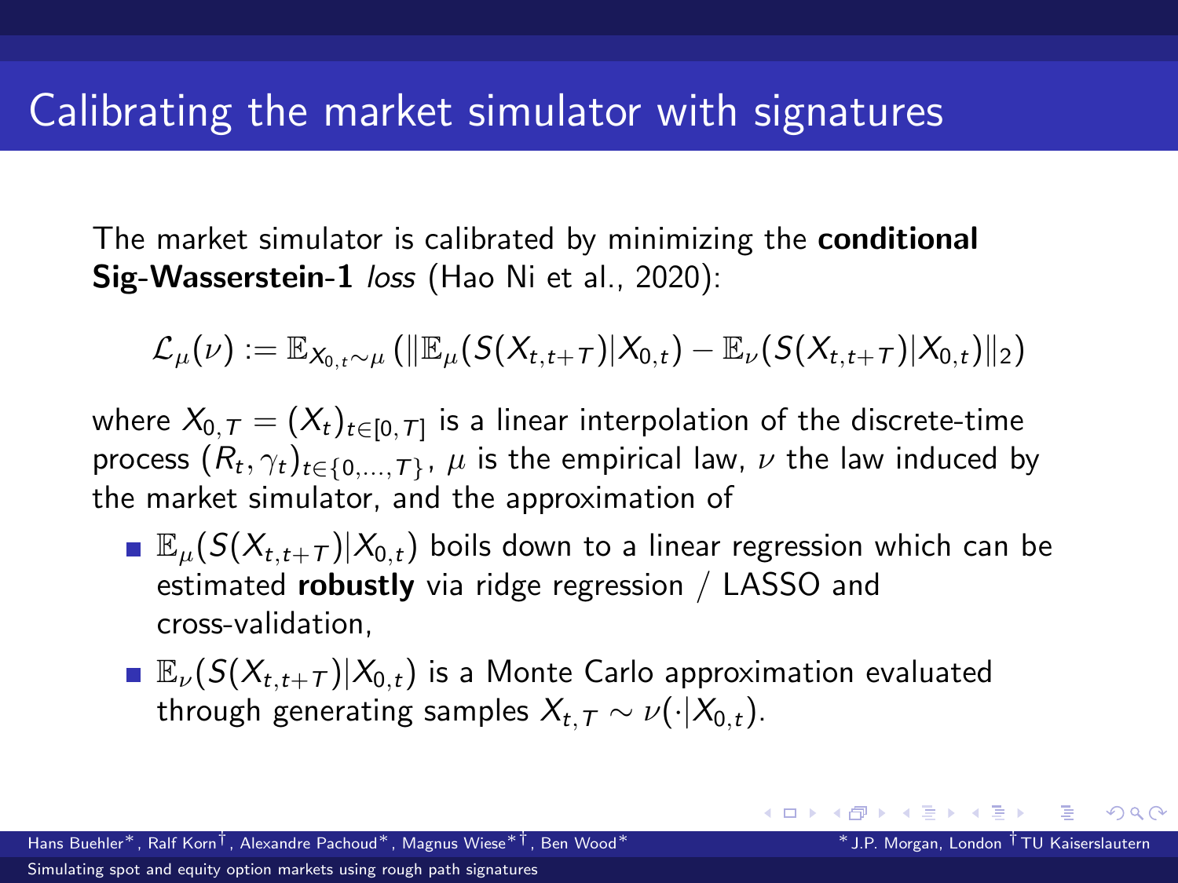# Calibrating the market simulator with signatures

The market simulator is calibrated by minimizing the **conditional Sig-Wasserstein-1** *loss* (Hao Ni et al., 2020):

$$\mathcal{L}_{\mu}(\nu) := \mathbb{E}_{X_{0,t}\sim\mu}\left(\|\mathbb{E}_{\mu}(S(X_{t,t+T})|X_{0,t}) - \mathbb{E}_{\nu}(S(X_{t,t+T})|X_{0,t})\|_2\right)$$

where $X_{0,T} = (X_t)_{t\in[0,T]}$ is a linear interpolation of the discrete-time process $(R_t, \gamma_t)_{t\in\{0,\dots,T\}}$, $\mu$ is the empirical law, $\nu$ the law induced by the market simulator, and the approximation of

- $\mathbb{E}_{\mu}(S(X_{t,t+T})|X_{0,t})$ boils down to a linear regression which can be estimated **robustly** via ridge regression / LASSO and cross-validation,
- $\mathbb{E}_{\nu}(S(X_{t,t+T})|X_{0,t})$ is a Monte Carlo approximation evaluated through generating samples $X_{t,T} \sim \nu(\cdot|X_{0,t})$.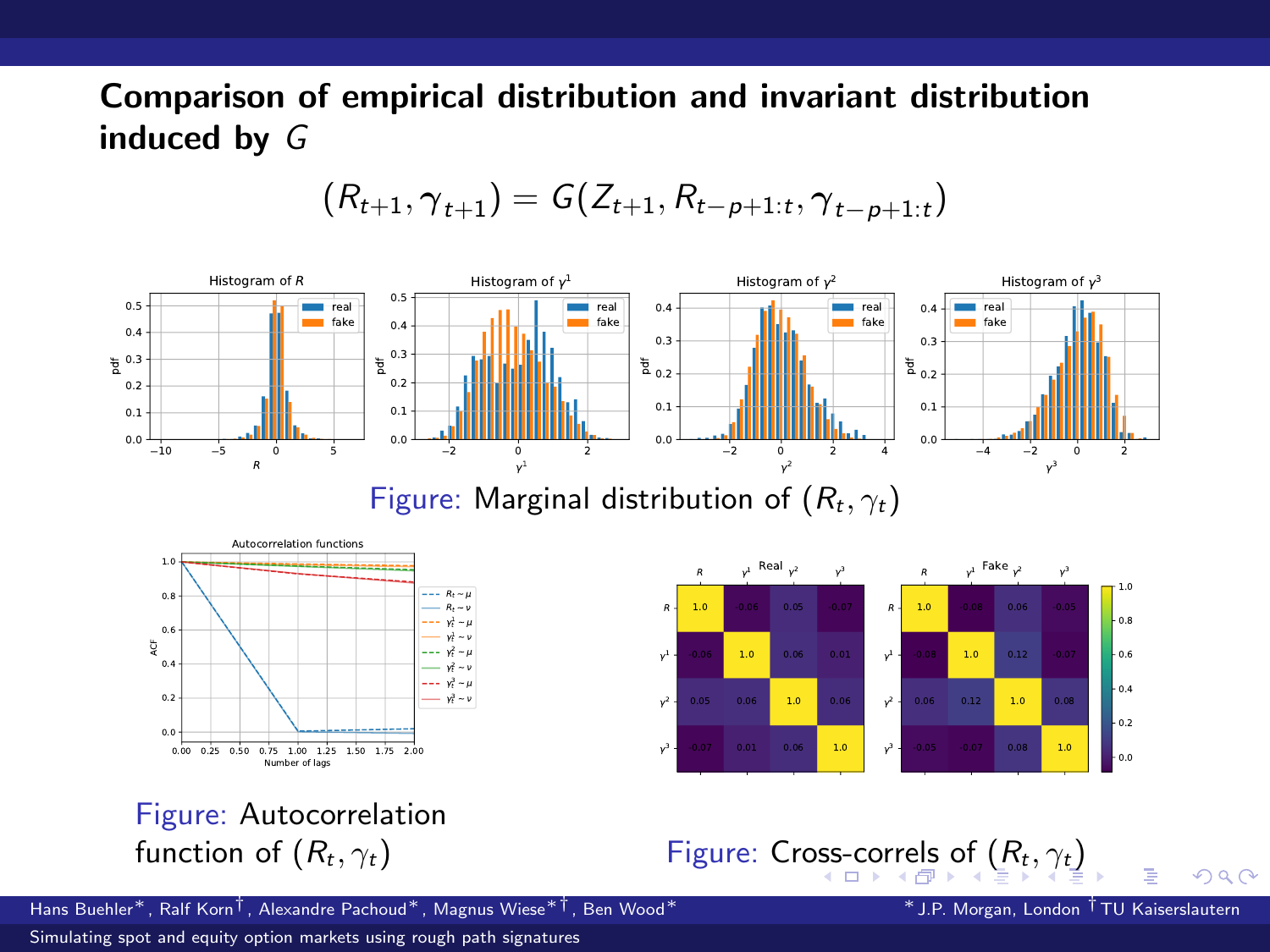## Comparison of empirical distribution and invariant distribution induced by $G$

$$(R_{t+1}, \gamma_{t+1}) = G(Z_{t+1}, R_{t-p+1:t}, \gamma_{t-p+1:t})$$

Figure: Marginal distribution of $(R_t, \gamma_t)$

Figure: Autocorrelation function of $(R_t, \gamma_t)$

Figure: Cross-correls of $(R_t, \gamma_t)$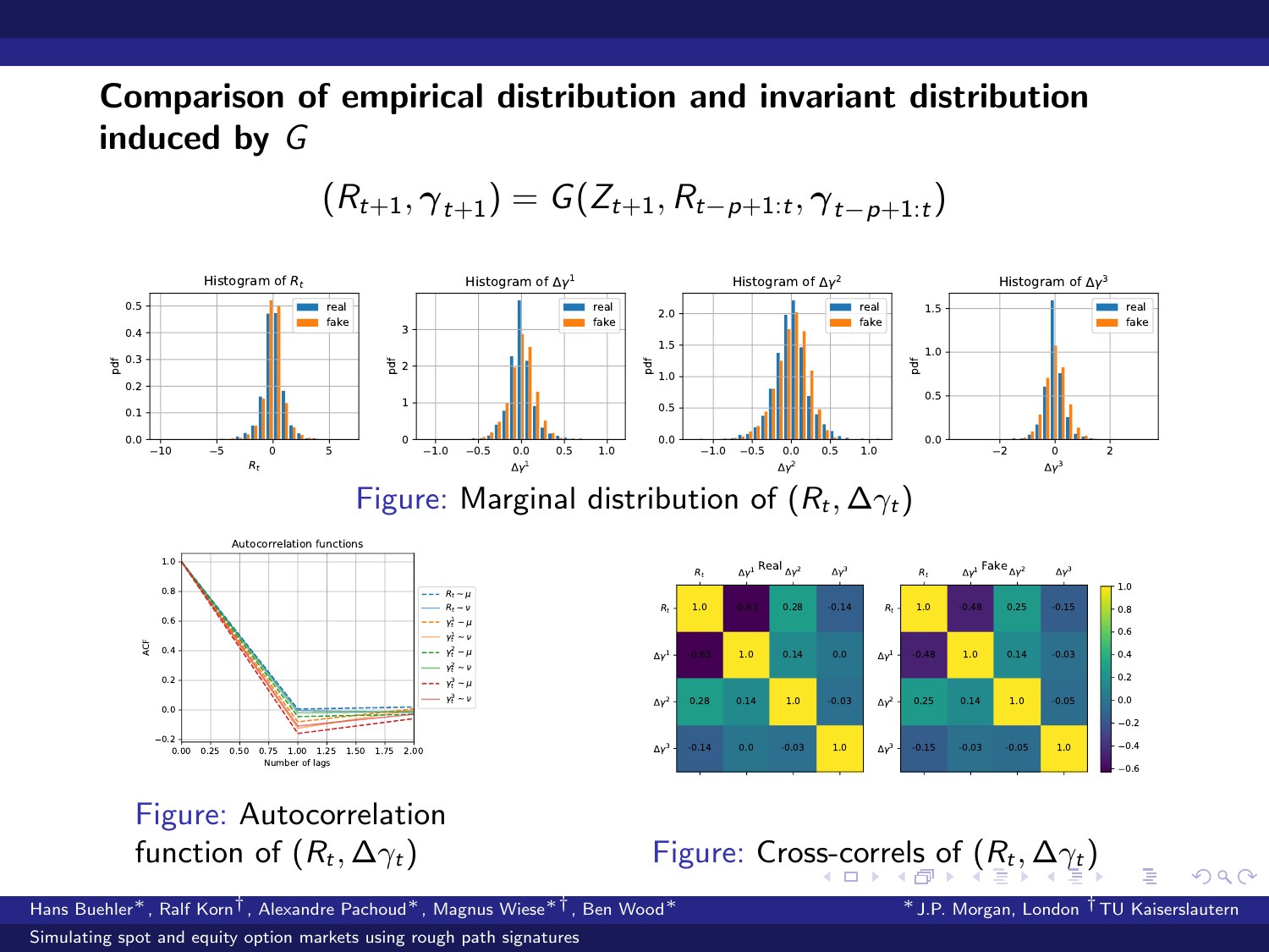## Comparison of empirical distribution and invariant distribution induced by $G$

$$(R_{t+1}, \gamma_{t+1}) = G(Z_{t+1}, R_{t-p+1:t}, \gamma_{t-p+1:t})$$

Figure: Marginal distribution of $(R_t, \Delta\gamma_t)$

Figure: Autocorrelation function of $(R_t, \Delta\gamma_t)$

Figure: Cross-correls of $(R_t, \Delta\gamma_t)$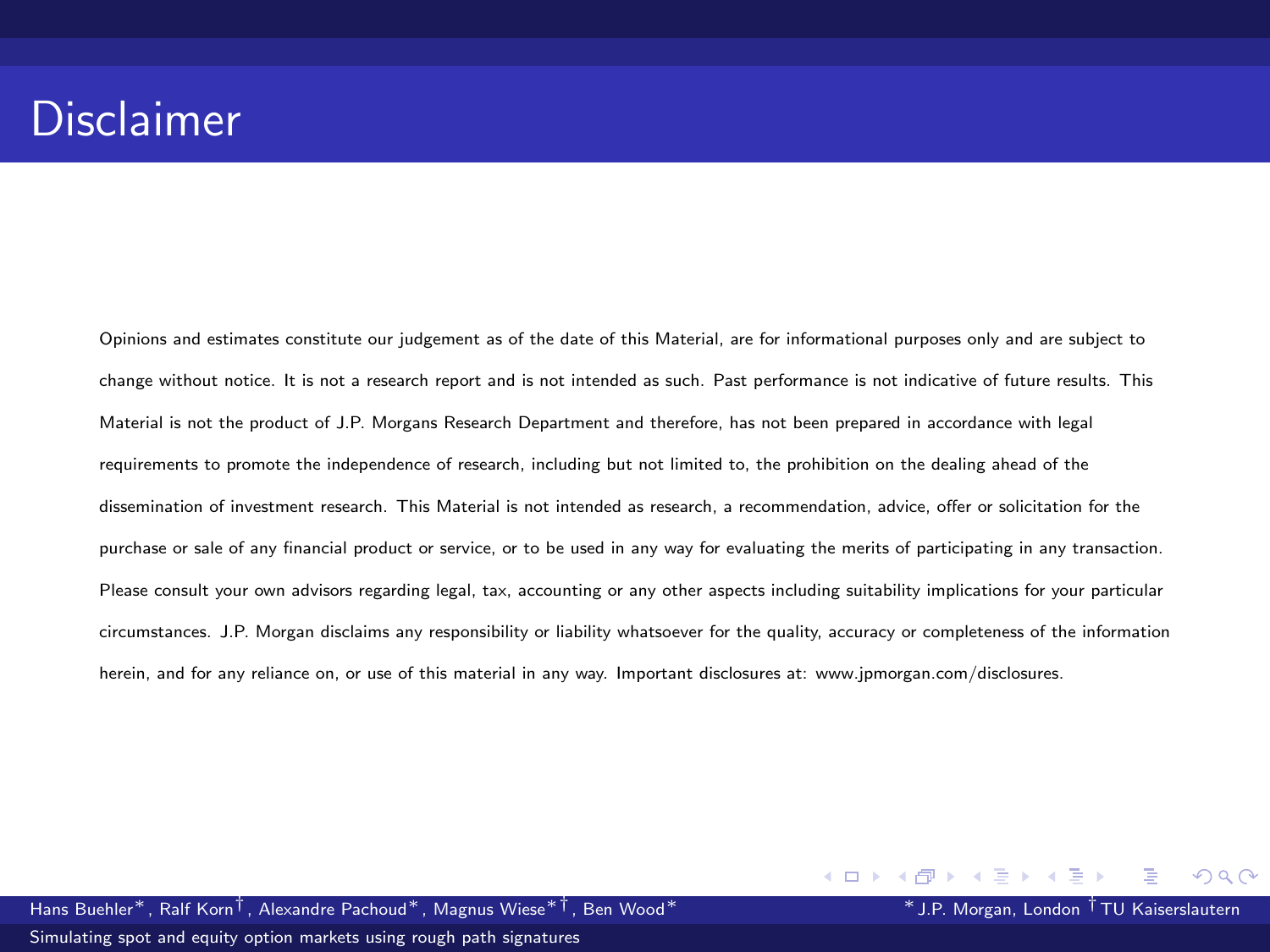# Disclaimer

Opinions and estimates constitute our judgement as of the date of this Material, are for informational purposes only and are subject to change without notice. It is not a research report and is not intended as such. Past performance is not indicative of future results. This Material is not the product of J.P. Morgans Research Department and therefore, has not been prepared in accordance with legal requirements to promote the independence of research, including but not limited to, the prohibition on the dealing ahead of the dissemination of investment research. This Material is not intended as research, a recommendation, advice, offer or solicitation for the purchase or sale of any financial product or service, or to be used in any way for evaluating the merits of participating in any transaction. Please consult your own advisors regarding legal, tax, accounting or any other aspects including suitability implications for your particular circumstances. J.P. Morgan disclaims any responsibility or liability whatsoever for the quality, accuracy or completeness of the information herein, and for any reliance on, or use of this material in any way. Important disclosures at: www.jpmorgan.com/disclosures.